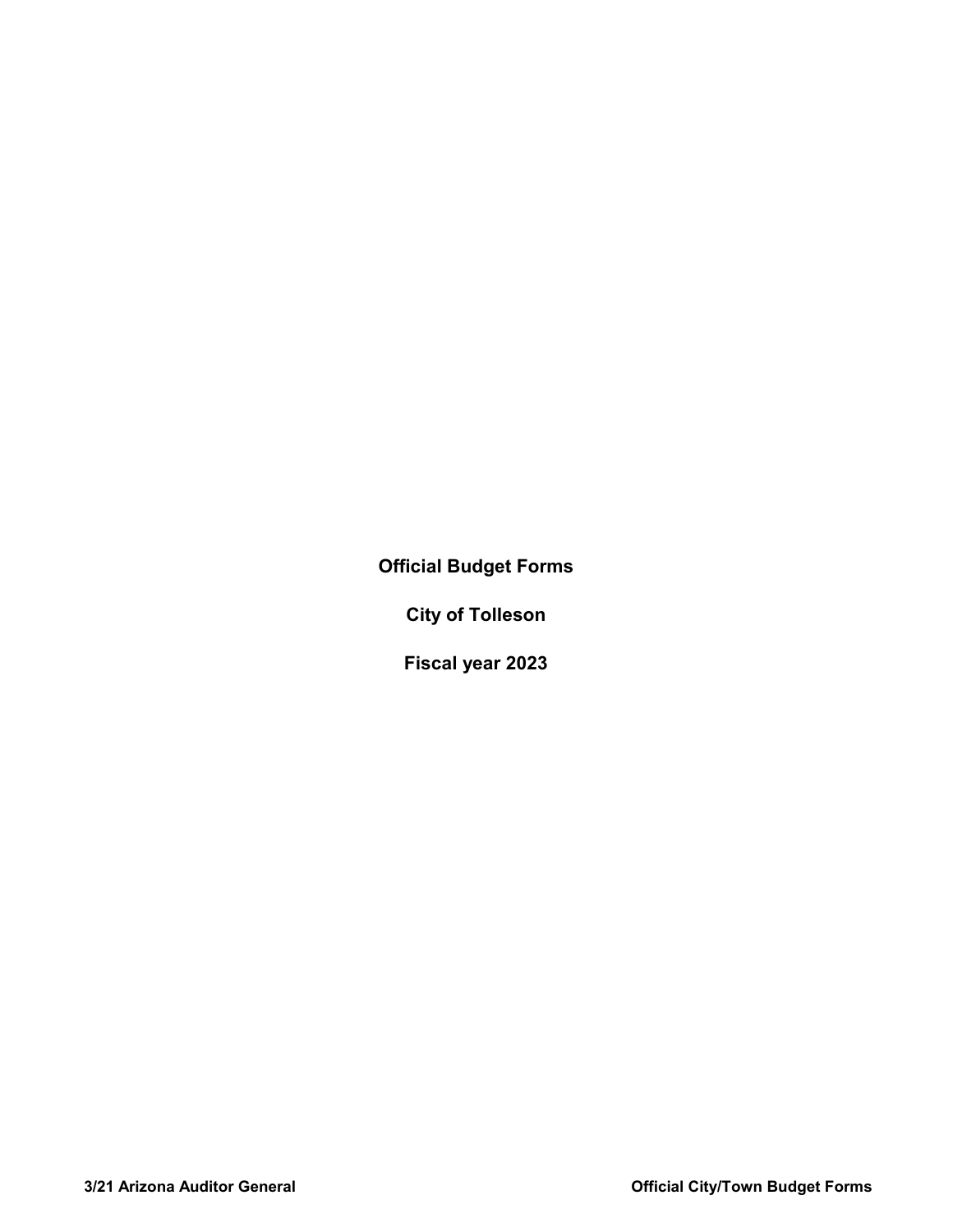# Official Budget Forms

# City of Tolleson

# Fiscal year 2023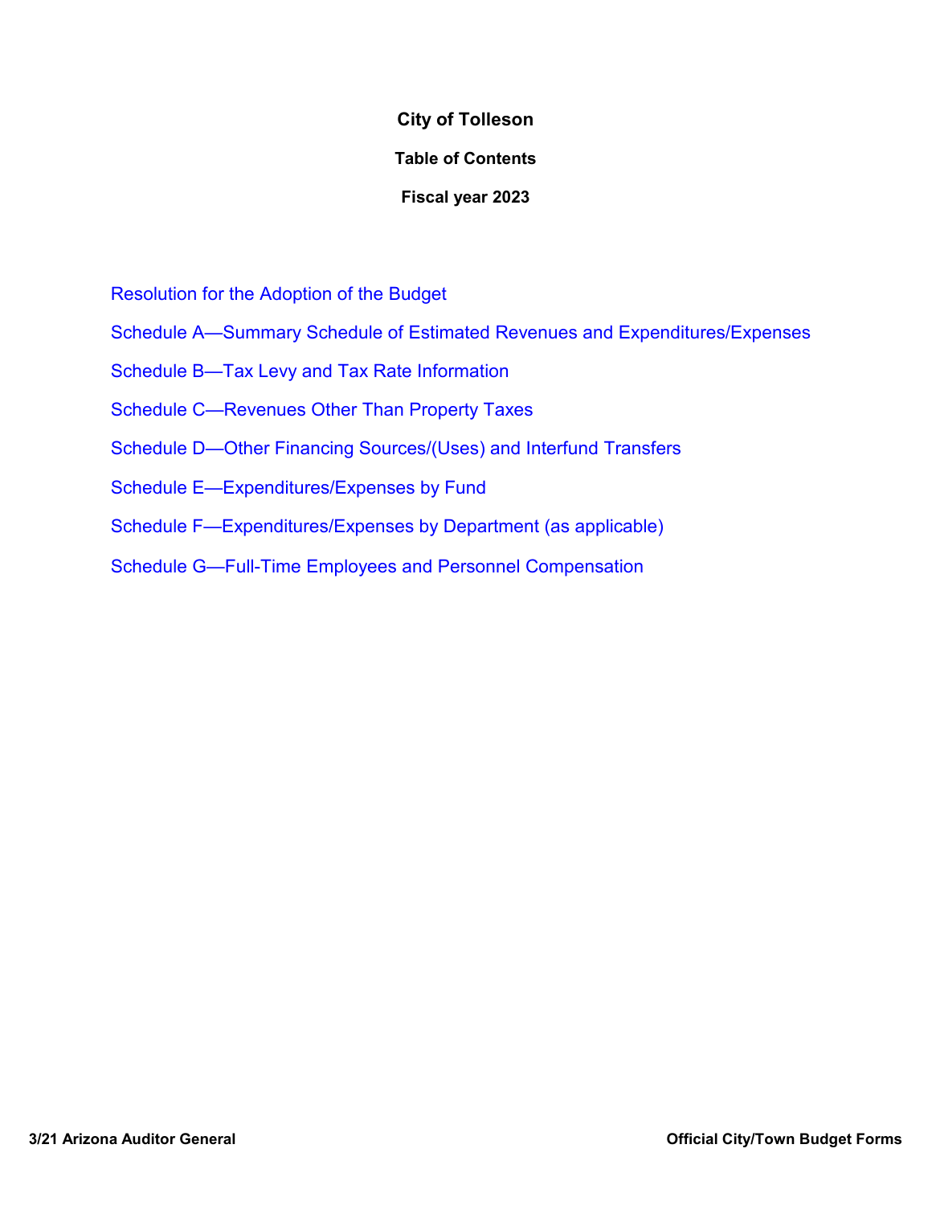# City of Tolleson

## Table of Contents

## Fiscal year 2023

Resolution for the Adoption of the Budget

Schedule A—Summary Schedule of Estimated Revenues and Expenditures/Expenses

Schedule B—Tax Levy and Tax Rate Information

Schedule C—Revenues Other Than Property Taxes

Schedule D—Other Financing Sources/(Uses) and Interfund Transfers

Schedule E—Expenditures/Expenses by Fund

Schedule F—Expenditures/Expenses by Department (as applicable)

Schedule G—Full-Time Employees and Personnel Compensation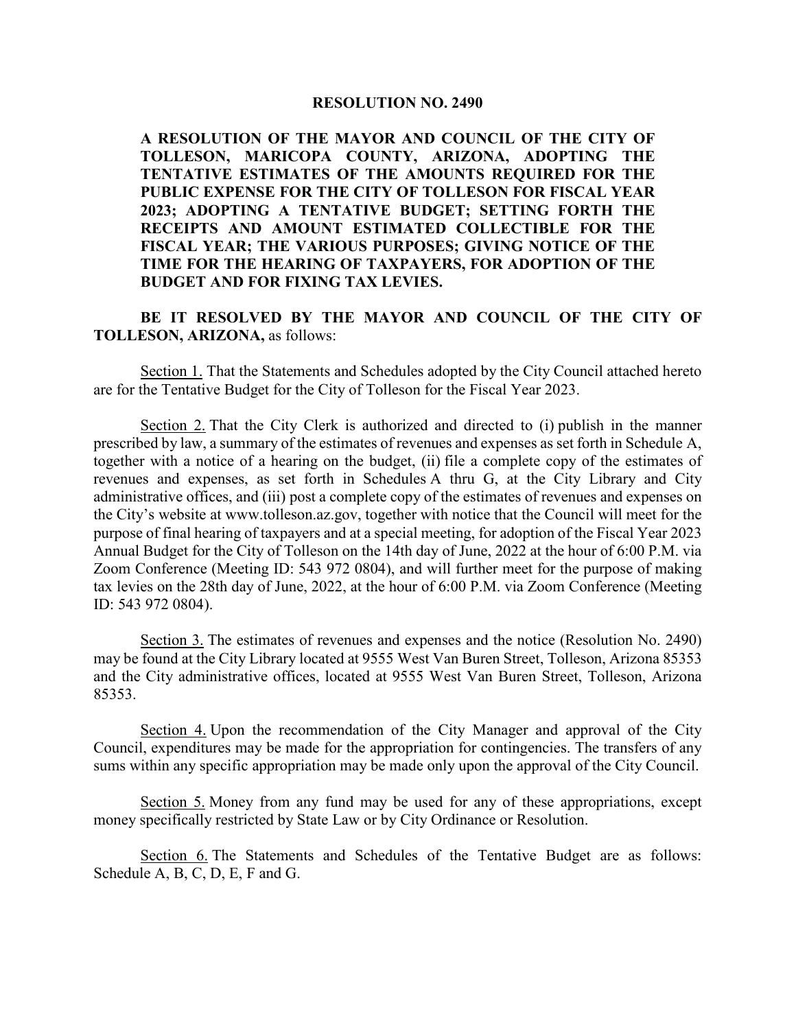**RESOLUTION NO. 2490**

**A RESOLUTION OF THE MAYOR AND COUNCIL OF THE CITY OF TOLLESON, MARICOPA COUNTY, ARIZONA, ADOPTING THE TENTATIVE ESTIMATES OF THE AMOUNTS REQUIRED FOR THE PUBLIC EXPENSE FOR THE CITY OF TOLLESON FOR FISCAL YEAR 2023; ADOPTING A TENTATIVE BUDGET; SETTING FORTH THE RECEIPTS AND AMOUNT ESTIMATED COLLECTIBLE FOR THE FISCAL YEAR; THE VARIOUS PURPOSES; GIVING NOTICE OF THE TIME FOR THE HEARING OF TAXPAYERS, FOR ADOPTION OF THE BUDGET AND FOR FIXING TAX LEVIES.**

**BE IT RESOLVED BY THE MAYOR AND COUNCIL OF THE CITY OF TOLLESON, ARIZONA,** as follows:

Section 1. That the Statements and Schedules adopted by the City Council attached hereto are for the Tentative Budget for the City of Tolleson for the Fiscal Year 2023.

Section 2. That the City Clerk is authorized and directed to (i) publish in the manner prescribed by law, a summary of the estimates of revenues and expenses as set forth in Schedule A, together with a notice of a hearing on the budget, (ii) file a complete copy of the estimates of revenues and expenses, as set forth in Schedules A thru G, at the City Library and City administrative offices, and (iii) post a complete copy of the estimates of revenues and expenses on the City's website at www.tolleson.az.gov, together with notice that the Council will meet for the purpose of final hearing of taxpayers and at a special meeting, for adoption of the Fiscal Year 2023 Annual Budget for the City of Tolleson on the 14th day of June, 2022 at the hour of 6:00 P.M. via Zoom Conference (Meeting ID: 543 972 0804), and will further meet for the purpose of making tax levies on the 28th day of June, 2022, at the hour of 6:00 P.M. via Zoom Conference (Meeting ID: 543 972 0804).

Section 3. The estimates of revenues and expenses and the notice (Resolution No. 2490) may be found at the City Library located at 9555 West Van Buren Street, Tolleson, Arizona 85353 and the City administrative offices, located at 9555 West Van Buren Street, Tolleson, Arizona 85353.

Section 4. Upon the recommendation of the City Manager and approval of the City Council, expenditures may be made for the appropriation for contingencies. The transfers of any sums within any specific appropriation may be made only upon the approval of the City Council.

Section 5. Money from any fund may be used for any of these appropriations, except money specifically restricted by State Law or by City Ordinance or Resolution.

Section 6. The Statements and Schedules of the Tentative Budget are as follows: Schedule A, B, C, D, E, F and G.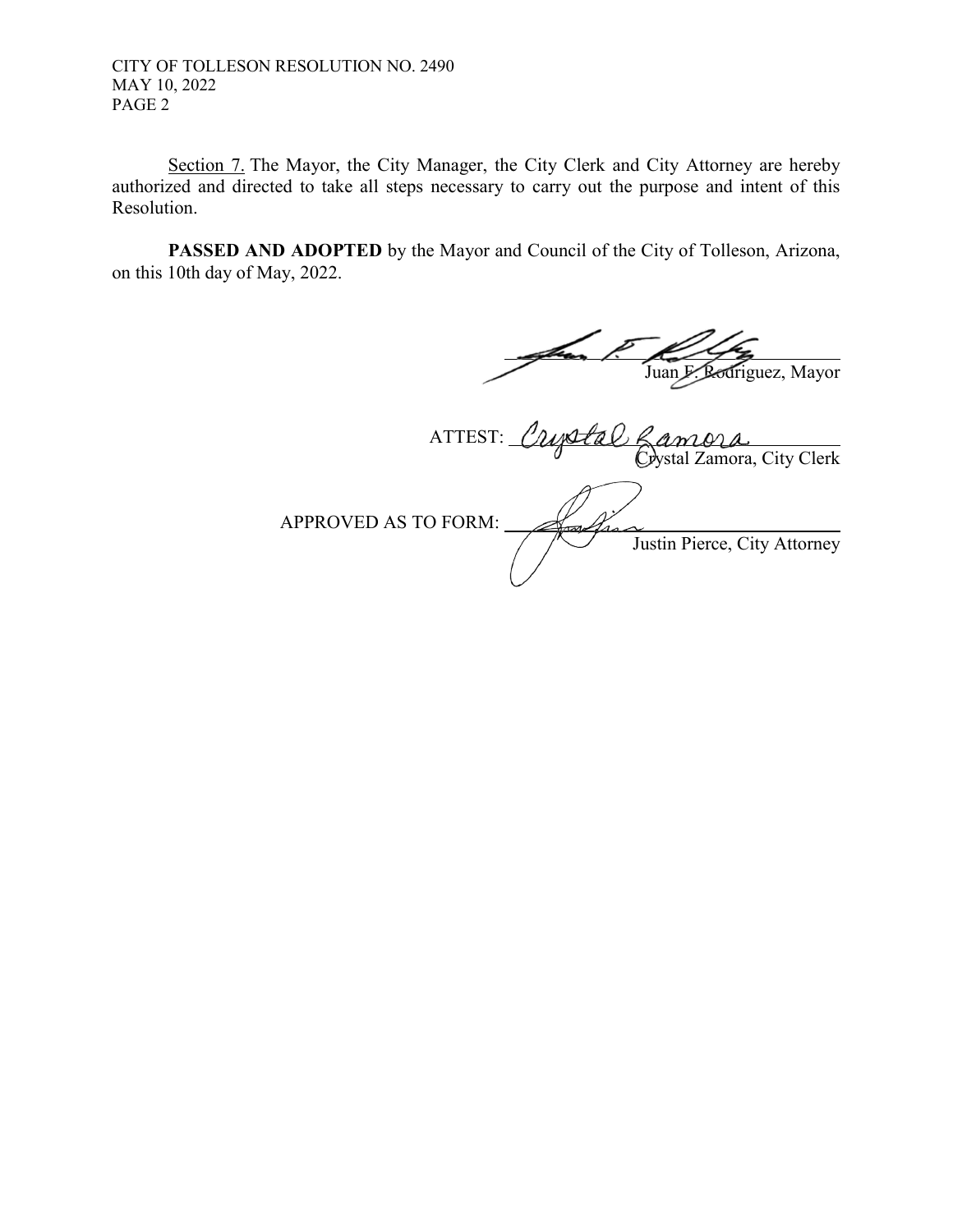Section 7. The Mayor, the City Manager, the City Clerk and City Attorney are hereby authorized and directed to take all steps necessary to carry out the purpose and intent of this Resolution.

**PASSED AND ADOPTED** by the Mayor and Council of the City of Tolleson, Arizona, on this 10th day of May, 2022.

Juan F. Rodriguez, Mayor

ATTEST: Crystal Zamora

Crystal Zamora, City Clerk

APPROVED AS TO FORM:

Justin Pierce, City Attorney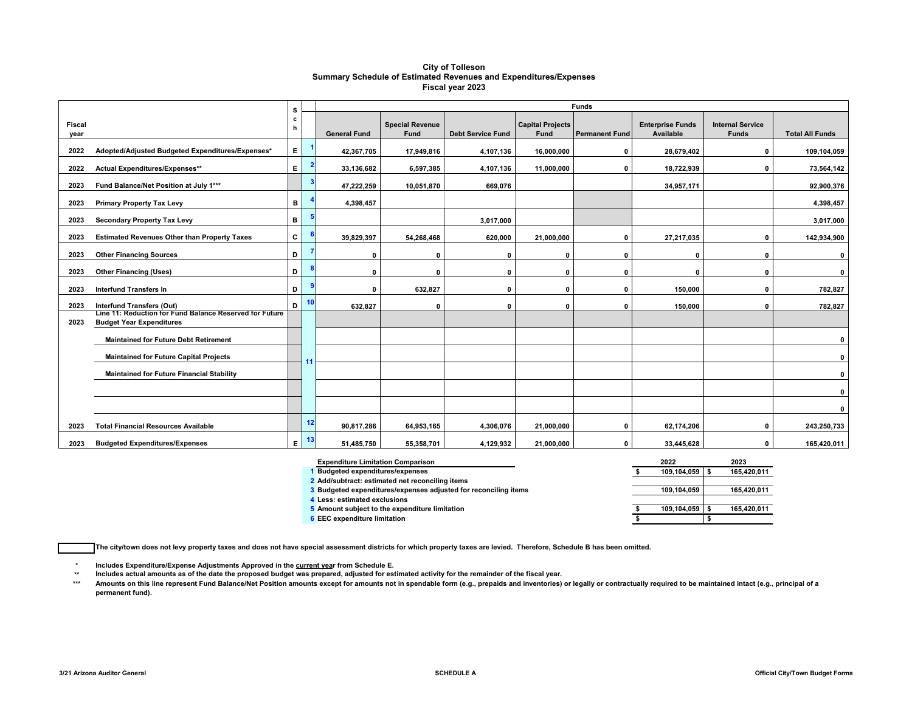# City of Tolleson
## Summary Schedule of Estimated Revenues and Expenditures/Expenses
### Fiscal year 2023

| Fiscal year | | Sch | | Funds | | | | | | | |
|---|---|---|---|---|---|---|---|---|---|---|---|
| | | | | General Fund | Special Revenue Fund | Debt Service Fund | Capital Projects Fund | Permanent Fund | Enterprise Funds Available | Internal Service Funds | Total All Funds |
| 2022 | Adopted/Adjusted Budgeted Expenditures/Expenses* | E | 1 | 42,367,705 | 17,949,816 | 4,107,136 | 16,000,000 | 0 | 28,679,402 | 0 | 109,104,059 |
| 2022 | Actual Expenditures/Expenses** | E | 2 | 33,136,682 | 6,597,385 | 4,107,136 | 11,000,000 | 0 | 18,722,939 | 0 | 73,564,142 |
| 2023 | Fund Balance/Net Position at July 1*** | | 3 | 47,222,259 | 10,051,870 | 669,076 | | | 34,957,171 | | 92,900,376 |
| 2023 | Primary Property Tax Levy | B | 4 | 4,398,457 | | | | | | | 4,398,457 |
| 2023 | Secondary Property Tax Levy | B | 5 | | | 3,017,000 | | | | | 3,017,000 |
| 2023 | Estimated Revenues Other than Property Taxes | C | 6 | 39,829,397 | 54,268,468 | 620,000 | 21,000,000 | 0 | 27,217,035 | 0 | 142,934,900 |
| 2023 | Other Financing Sources | D | 7 | 0 | 0 | 0 | 0 | 0 | 0 | 0 | 0 |
| 2023 | Other Financing (Uses) | D | 8 | 0 | 0 | 0 | 0 | 0 | 0 | 0 | 0 |
| 2023 | Interfund Transfers In | D | 9 | 0 | 632,827 | 0 | 0 | 0 | 150,000 | 0 | 782,827 |
| 2023 | Interfund Transfers (Out) | D | 10 | 632,827 | 0 | 0 | 0 | 0 | 150,000 | 0 | 782,827 |
| 2023 | Line 11: Reduction for Fund Balance Reserved for Future Budget Year Expenditures | | 11 | | | | | | | | |
| | Maintained for Future Debt Retirement | | | | | | | | | | 0 |
| | Maintained for Future Capital Projects | | | | | | | | | | 0 |
| | Maintained for Future Financial Stability | | | | | | | | | | 0 |
| | | | | | | | | | | | 0 |
| | | | | | | | | | | | 0 |
| 2023 | Total Financial Resources Available | | 12 | 90,817,286 | 64,953,165 | 4,306,076 | 21,000,000 | 0 | 62,174,206 | 0 | 243,250,733 |
| 2023 | Budgeted Expenditures/Expenses | E | 13 | 51,485,750 | 55,358,701 | 4,129,932 | 21,000,000 | 0 | 33,445,628 | 0 | 165,420,011 |

| | Expenditure Limitation Comparison | 2022 | 2023 |
|---|---|---|---|
| 1 | Budgeted expenditures/expenses | $ 109,104,059 | $ 165,420,011 |
| 2 | Add/subtract: estimated net reconciling items | | |
| 3 | Budgeted expenditures/expenses adjusted for reconciling items | 109,104,059 | 165,420,011 |
| 4 | Less: estimated exclusions | | |
| 5 | Amount subject to the expenditure limitation | $ 109,104,059 | $ 165,420,011 |
| 6 | EEC expenditure limitation | $ | $ |

☐ The city/town does not levy property taxes and does not have special assessment districts for which property taxes are levied. Therefore, Schedule B has been omitted.

\* Includes Expenditure/Expense Adjustments Approved in the current year from Schedule E.

\*\* Includes actual amounts as of the date the proposed budget was prepared, adjusted for estimated activity for the remainder of the fiscal year.

\*\*\* Amounts on this line represent Fund Balance/Net Position amounts except for amounts not in spendable form (e.g., prepaids and inventories) or legally or contractually required to be maintained intact (e.g., principal of a permanent fund).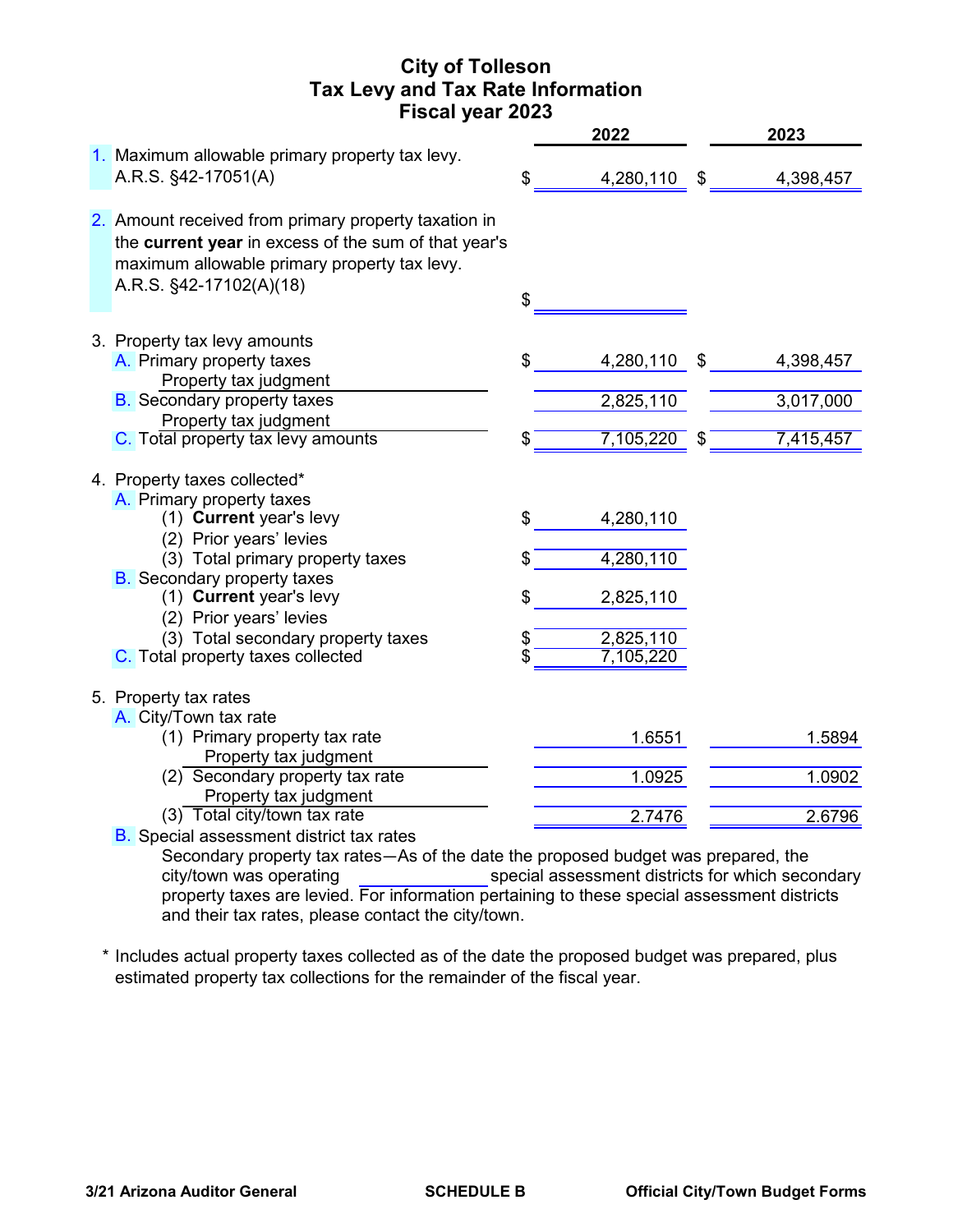# City of Tolleson
## Tax Levy and Tax Rate Information
## Fiscal year 2023

| | 2022 | 2023 |
|---|---|---|
| 1. Maximum allowable primary property tax levy. A.R.S. §42-17051(A) | $ 4,280,110 | $ 4,398,457 |
| 2. Amount received from primary property taxation in the **current year** in excess of the sum of that year's maximum allowable primary property tax levy. A.R.S. §42-17102(A)(18) | $ | |
| 3. Property tax levy amounts | | |
| A. Primary property taxes | $ 4,280,110 | $ 4,398,457 |
| Property tax judgment | | |
| B. Secondary property taxes | 2,825,110 | 3,017,000 |
| Property tax judgment | | |
| C. Total property tax levy amounts | $ 7,105,220 | $ 7,415,457 |
| 4. Property taxes collected* | | |
| A. Primary property taxes | | |
| (1) **Current** year's levy | $ 4,280,110 | |
| (2) Prior years' levies | | |
| (3) Total primary property taxes | $ 4,280,110 | |
| B. Secondary property taxes | | |
| (1) **Current** year's levy | $ 2,825,110 | |
| (2) Prior years' levies | | |
| (3) Total secondary property taxes | $ 2,825,110 | |
| C. Total property taxes collected | $ 7,105,220 | |
| 5. Property tax rates | | |
| A. City/Town tax rate | | |
| (1) Primary property tax rate | 1.6551 | 1.5894 |
| Property tax judgment | | |
| (2) Secondary property tax rate | 1.0925 | 1.0902 |
| Property tax judgment | | |
| (3) Total city/town tax rate | 2.7476 | 2.6796 |

B. Special assessment district tax rates

Secondary property tax rates—As of the date the proposed budget was prepared, the city/town was operating ______ special assessment districts for which secondary property taxes are levied. For information pertaining to these special assessment districts and their tax rates, please contact the city/town.

\* Includes actual property taxes collected as of the date the proposed budget was prepared, plus estimated property tax collections for the remainder of the fiscal year.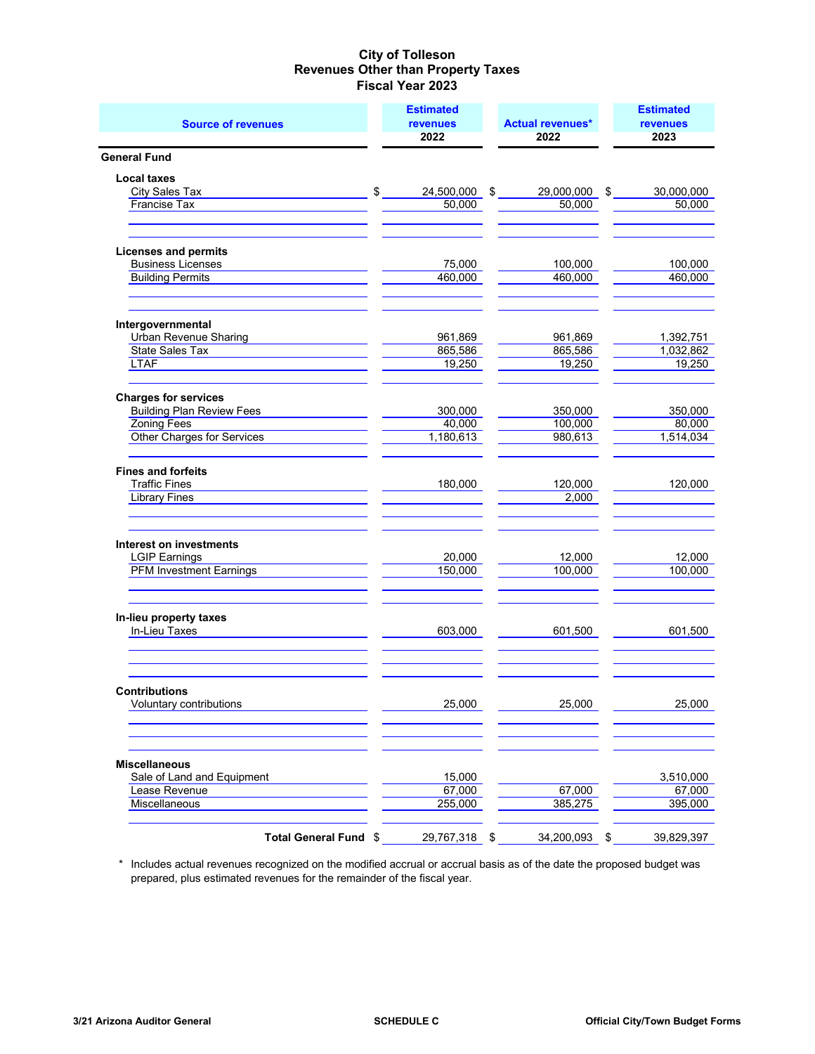# City of Tolleson
## Revenues Other than Property Taxes
## Fiscal Year 2023

| Source of revenues | Estimated revenues 2022 | Actual revenues* 2022 | Estimated revenues 2023 |
|---|---|---|---|
| **General Fund** | | | |
| **Local taxes** | | | |
| City Sales Tax | $ 24,500,000 | $ 29,000,000 | $ 30,000,000 |
| Francise Tax | 50,000 | 50,000 | 50,000 |
| **Licenses and permits** | | | |
| Business Licenses | 75,000 | 100,000 | 100,000 |
| Building Permits | 460,000 | 460,000 | 460,000 |
| **Intergovernmental** | | | |
| Urban Revenue Sharing | 961,869 | 961,869 | 1,392,751 |
| State Sales Tax | 865,586 | 865,586 | 1,032,862 |
| LTAF | 19,250 | 19,250 | 19,250 |
| **Charges for services** | | | |
| Building Plan Review Fees | 300,000 | 350,000 | 350,000 |
| Zoning Fees | 40,000 | 100,000 | 80,000 |
| Other Charges for Services | 1,180,613 | 980,613 | 1,514,034 |
| **Fines and forfeits** | | | |
| Traffic Fines | 180,000 | 120,000 | 120,000 |
| Library Fines | | 2,000 | |
| **Interest on investments** | | | |
| LGIP Earnings | 20,000 | 12,000 | 12,000 |
| PFM Investment Earnings | 150,000 | 100,000 | 100,000 |
| **In-lieu property taxes** | | | |
| In-Lieu Taxes | 603,000 | 601,500 | 601,500 |
| **Contributions** | | | |
| Voluntary contributions | 25,000 | 25,000 | 25,000 |
| **Miscellaneous** | | | |
| Sale of Land and Equipment | 15,000 | | 3,510,000 |
| Lease Revenue | 67,000 | 67,000 | 67,000 |
| Miscellaneous | 255,000 | 385,275 | 395,000 |
| **Total General Fund** | $ 29,767,318 | $ 34,200,093 | $ 39,829,397 |

\* Includes actual revenues recognized on the modified accrual or accrual basis as of the date the proposed budget was prepared, plus estimated revenues for the remainder of the fiscal year.

3/21 Arizona Auditor General — SCHEDULE C — Official City/Town Budget Forms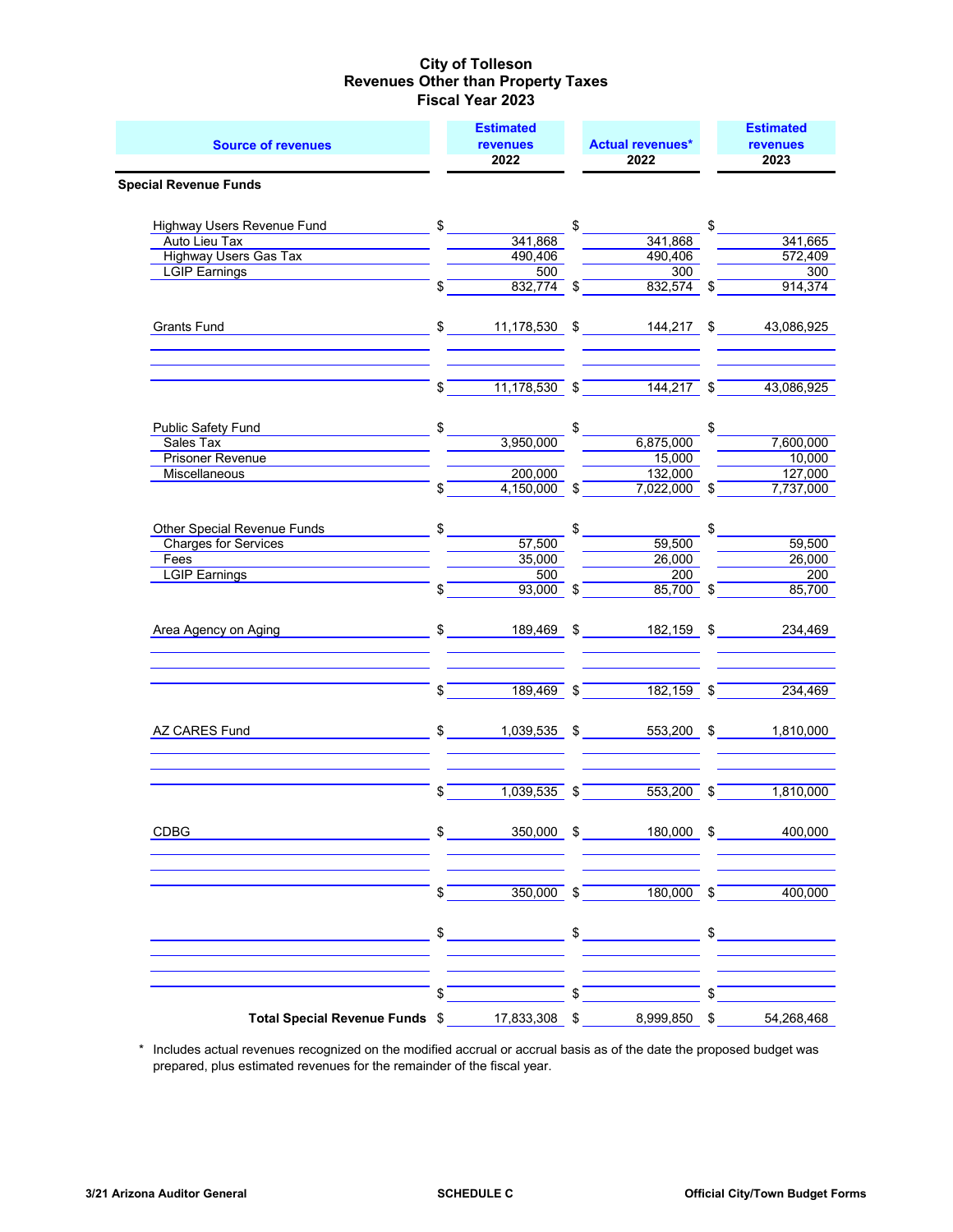# City of Tolleson
## Revenues Other than Property Taxes
## Fiscal Year 2023

| Source of revenues | Estimated revenues 2022 | Actual revenues* 2022 | Estimated revenues 2023 |
|---|---|---|---|
| **Special Revenue Funds** | | | |
| Highway Users Revenue Fund | $ | $ | $ |
| Auto Lieu Tax | 341,868 | 341,868 | 341,665 |
| Highway Users Gas Tax | 490,406 | 490,406 | 572,409 |
| LGIP Earnings | 500 | 300 | 300 |
| | $ 832,774 | $ 832,574 | $ 914,374 |
| Grants Fund | $ 11,178,530 | $ 144,217 | $ 43,086,925 |
| | $ 11,178,530 | $ 144,217 | $ 43,086,925 |
| Public Safety Fund | $ | $ | $ |
| Sales Tax | 3,950,000 | 6,875,000 | 7,600,000 |
| Prisoner Revenue | | 15,000 | 10,000 |
| Miscellaneous | 200,000 | 132,000 | 127,000 |
| | $ 4,150,000 | $ 7,022,000 | $ 7,737,000 |
| Other Special Revenue Funds | $ | $ | $ |
| Charges for Services | 57,500 | 59,500 | 59,500 |
| Fees | 35,000 | 26,000 | 26,000 |
| LGIP Earnings | 500 | 200 | 200 |
| | $ 93,000 | $ 85,700 | $ 85,700 |
| Area Agency on Aging | $ 189,469 | $ 182,159 | $ 234,469 |
| | $ 189,469 | $ 182,159 | $ 234,469 |
| AZ CARES Fund | $ 1,039,535 | $ 553,200 | $ 1,810,000 |
| | $ 1,039,535 | $ 553,200 | $ 1,810,000 |
| CDBG | $ 350,000 | $ 180,000 | $ 400,000 |
| | $ 350,000 | $ 180,000 | $ 400,000 |
| | $ | $ | $ |
| | $ | $ | $ |
| **Total Special Revenue Funds** | $ 17,833,308 | $ 8,999,850 | $ 54,268,468 |

\* Includes actual revenues recognized on the modified accrual or accrual basis as of the date the proposed budget was prepared, plus estimated revenues for the remainder of the fiscal year.

3/21 Arizona Auditor General | SCHEDULE C | Official City/Town Budget Forms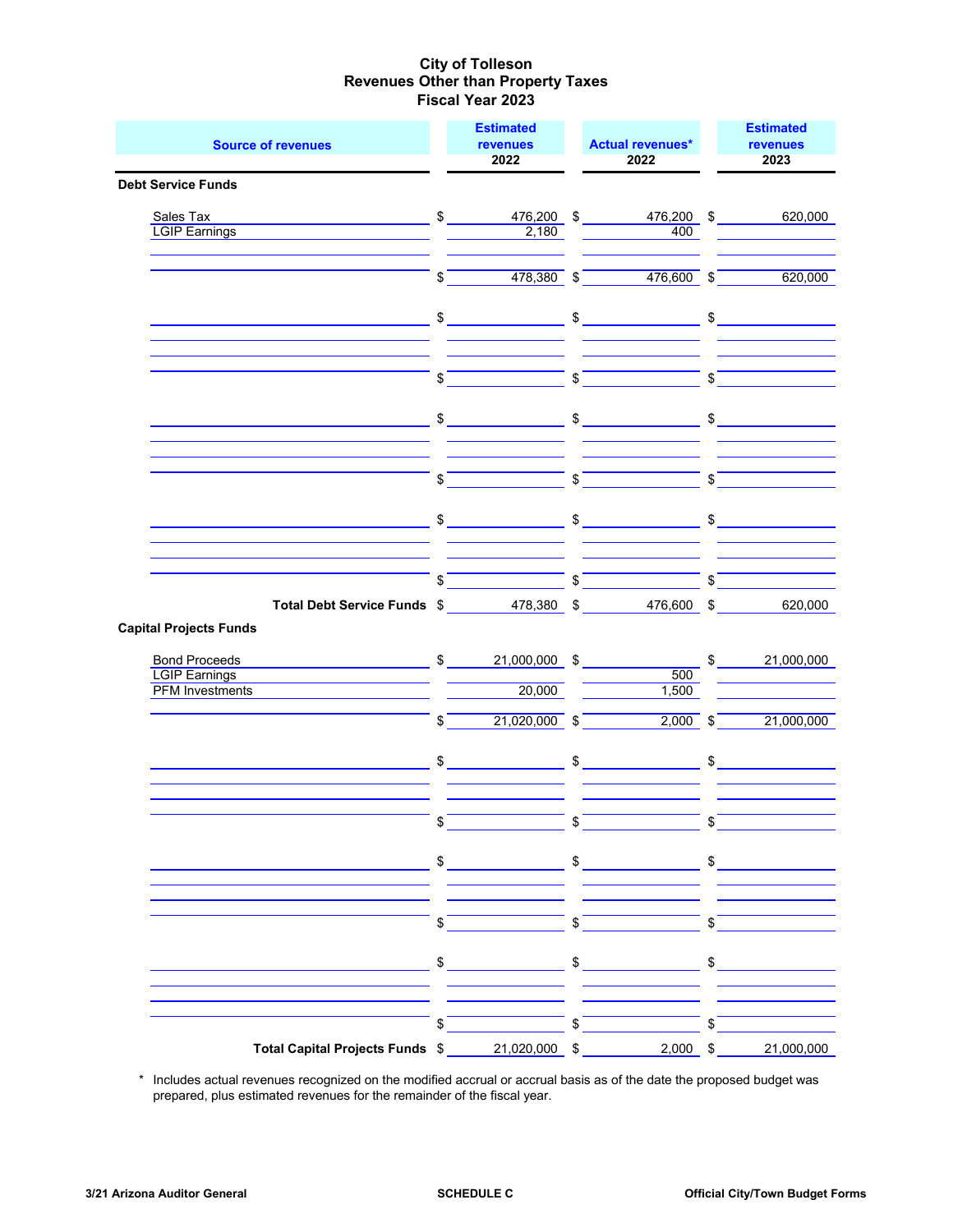# City of Tolleson
## Revenues Other than Property Taxes
## Fiscal Year 2023

| Source of revenues | Estimated revenues 2022 | Actual revenues* 2022 | Estimated revenues 2023 |
|---|---|---|---|
| **Debt Service Funds** | | | |
| Sales Tax | $ 476,200 | $ 476,200 | $ 620,000 |
| LGIP Earnings | 2,180 | 400 | |
| | $ 478,380 | $ 476,600 | $ 620,000 |
| **Total Debt Service Funds** | $ 478,380 | $ 476,600 | $ 620,000 |
| **Capital Projects Funds** | | | |
| Bond Proceeds | $ 21,000,000 | $ | $ 21,000,000 |
| LGIP Earnings | | 500 | |
| PFM Investments | 20,000 | 1,500 | |
| | $ 21,020,000 | $ 2,000 | $ 21,000,000 |
| **Total Capital Projects Funds** | $ 21,020,000 | $ 2,000 | $ 21,000,000 |

\* Includes actual revenues recognized on the modified accrual or accrual basis as of the date the proposed budget was prepared, plus estimated revenues for the remainder of the fiscal year.

3/21 Arizona Auditor General | SCHEDULE C | Official City/Town Budget Forms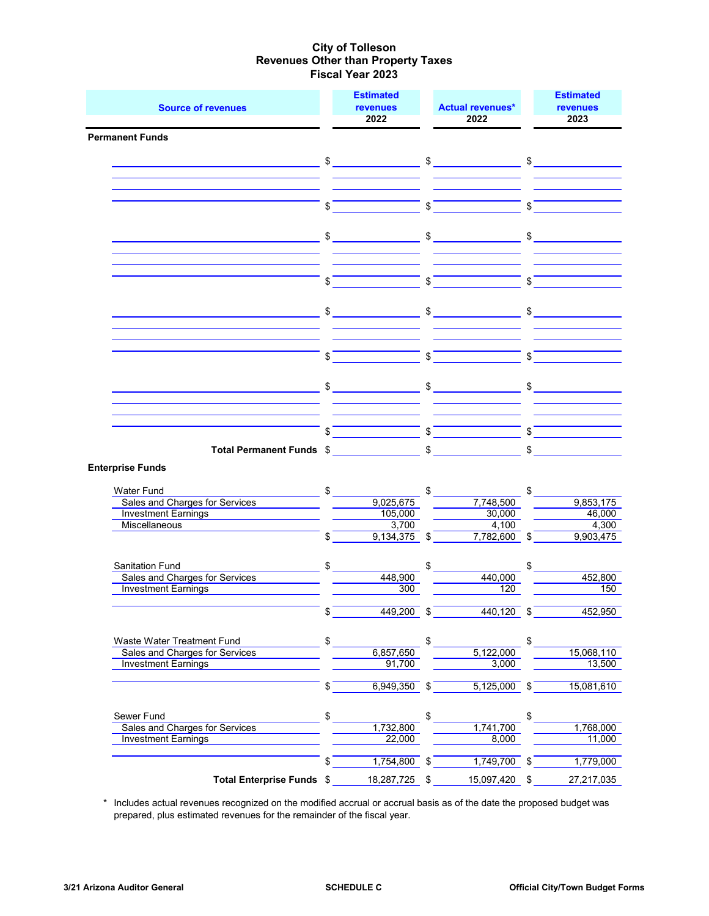# City of Tolleson
## Revenues Other than Property Taxes
## Fiscal Year 2023

| Source of revenues | Estimated revenues 2022 | Actual revenues* 2022 | Estimated revenues 2023 |
|---|---|---|---|
| **Permanent Funds** | | | |
| | $ | $ | $ |
| | $ | $ | $ |
| | $ | $ | $ |
| | $ | $ | $ |
| | $ | $ | $ |
| | $ | $ | $ |
| | $ | $ | $ |
| | $ | $ | $ |
| **Total Permanent Funds** | $ | $ | $ |
| **Enterprise Funds** | | | |
| Water Fund | $ | $ | $ |
| Sales and Charges for Services | 9,025,675 | 7,748,500 | 9,853,175 |
| Investment Earnings | 105,000 | 30,000 | 46,000 |
| Miscellaneous | 3,700 | 4,100 | 4,300 |
| | $ 9,134,375 | $ 7,782,600 | $ 9,903,475 |
| Sanitation Fund | $ | $ | $ |
| Sales and Charges for Services | 448,900 | 440,000 | 452,800 |
| Investment Earnings | 300 | 120 | 150 |
| | $ 449,200 | $ 440,120 | $ 452,950 |
| Waste Water Treatment Fund | $ | $ | $ |
| Sales and Charges for Services | 6,857,650 | 5,122,000 | 15,068,110 |
| Investment Earnings | 91,700 | 3,000 | 13,500 |
| | $ 6,949,350 | $ 5,125,000 | $ 15,081,610 |
| Sewer Fund | $ | $ | $ |
| Sales and Charges for Services | 1,732,800 | 1,741,700 | 1,768,000 |
| Investment Earnings | 22,000 | 8,000 | 11,000 |
| | $ 1,754,800 | $ 1,749,700 | $ 1,779,000 |
| **Total Enterprise Funds** | $ 18,287,725 | $ 15,097,420 | $ 27,217,035 |

\* Includes actual revenues recognized on the modified accrual or accrual basis as of the date the proposed budget was prepared, plus estimated revenues for the remainder of the fiscal year.

SCHEDULE C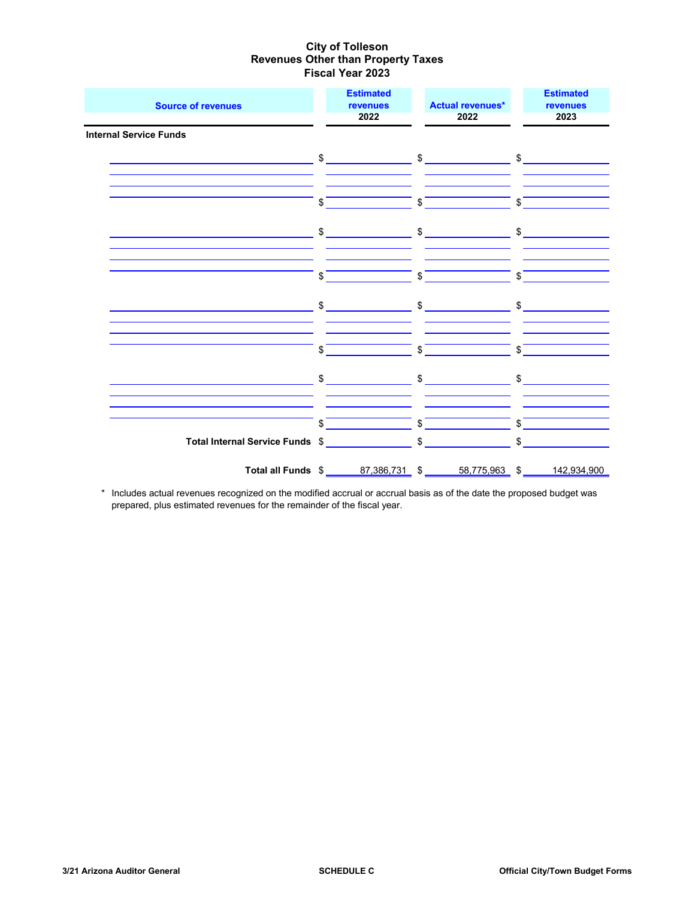# City of Tolleson
## Revenues Other than Property Taxes
## Fiscal Year 2023

| Source of revenues | Estimated revenues 2022 | Actual revenues* 2022 | Estimated revenues 2023 |
|---|---|---|---|
| **Internal Service Funds** | | | |
| | $ | $ | $ |
| | | | |
| | | | |
| | $ | $ | $ |
| | $ | $ | $ |
| | | | |
| | | | |
| | $ | $ | $ |
| | $ | $ | $ |
| | | | |
| | | | |
| | $ | $ | $ |
| | $ | $ | $ |
| | | | |
| | | | |
| | $ | $ | $ |
| **Total Internal Service Funds** | $ | $ | $ |
| **Total all Funds** | $ 87,386,731 | $ 58,775,963 | $ 142,934,900 |

\* Includes actual revenues recognized on the modified accrual or accrual basis as of the date the proposed budget was prepared, plus estimated revenues for the remainder of the fiscal year.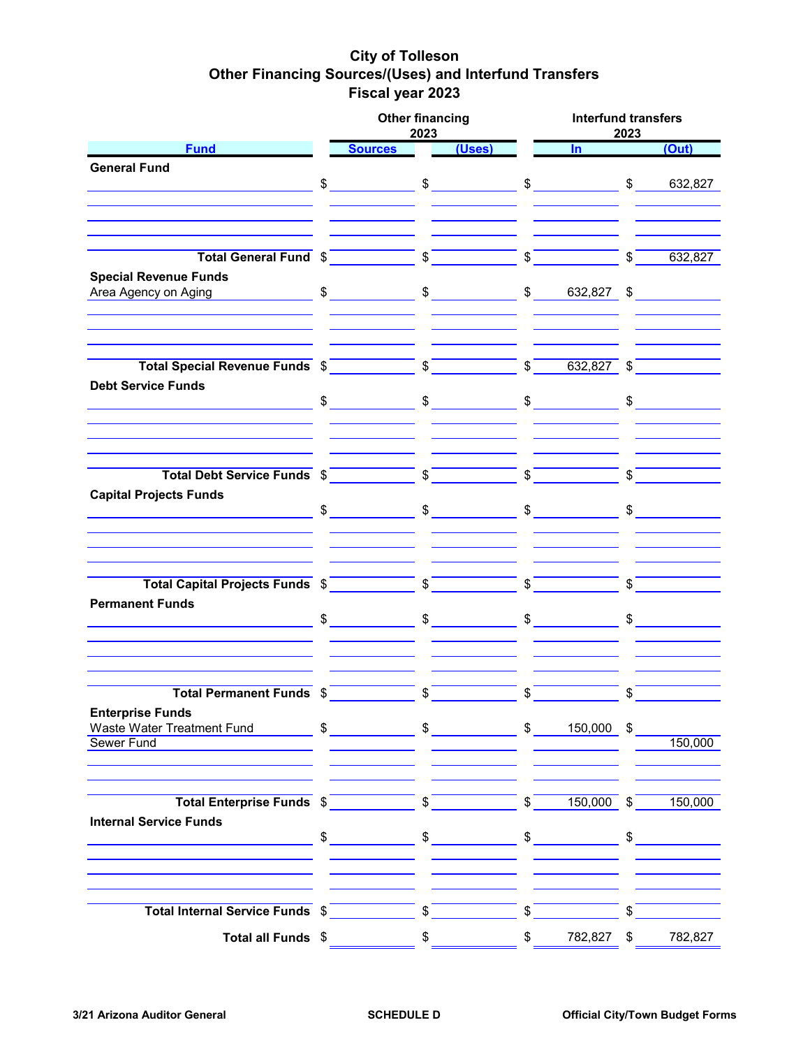# City of Tolleson
## Other Financing Sources/(Uses) and Interfund Transfers
## Fiscal year 2023

| Fund | Other financing 2023 Sources | Other financing 2023 (Uses) | Interfund transfers 2023 In | Interfund transfers 2023 (Out) |
|---|---|---|---|---|
| **General Fund** | | | | |
| | $ | $ | $ | $ 632,827 |
| **Total General Fund** | $ | $ | $ | $ 632,827 |
| **Special Revenue Funds** | | | | |
| Area Agency on Aging | $ | $ | $ 632,827 | $ |
| **Total Special Revenue Funds** | $ | $ | $ 632,827 | $ |
| **Debt Service Funds** | | | | |
| | $ | $ | $ | $ |
| **Total Debt Service Funds** | $ | $ | $ | $ |
| **Capital Projects Funds** | | | | |
| | $ | $ | $ | $ |
| **Total Capital Projects Funds** | $ | $ | $ | $ |
| **Permanent Funds** | | | | |
| | $ | $ | $ | $ |
| **Total Permanent Funds** | $ | $ | $ | $ |
| **Enterprise Funds** | | | | |
| Waste Water Treatment Fund | $ | $ | $ 150,000 | $ |
| Sewer Fund | | | | 150,000 |
| **Total Enterprise Funds** | $ | $ | $ 150,000 | $ 150,000 |
| **Internal Service Funds** | | | | |
| | $ | $ | $ | $ |
| **Total Internal Service Funds** | $ | $ | $ | $ |
| **Total all Funds** | $ | $ | $ 782,827 | $ 782,827 |

3/21 Arizona Auditor General | SCHEDULE D | Official City/Town Budget Forms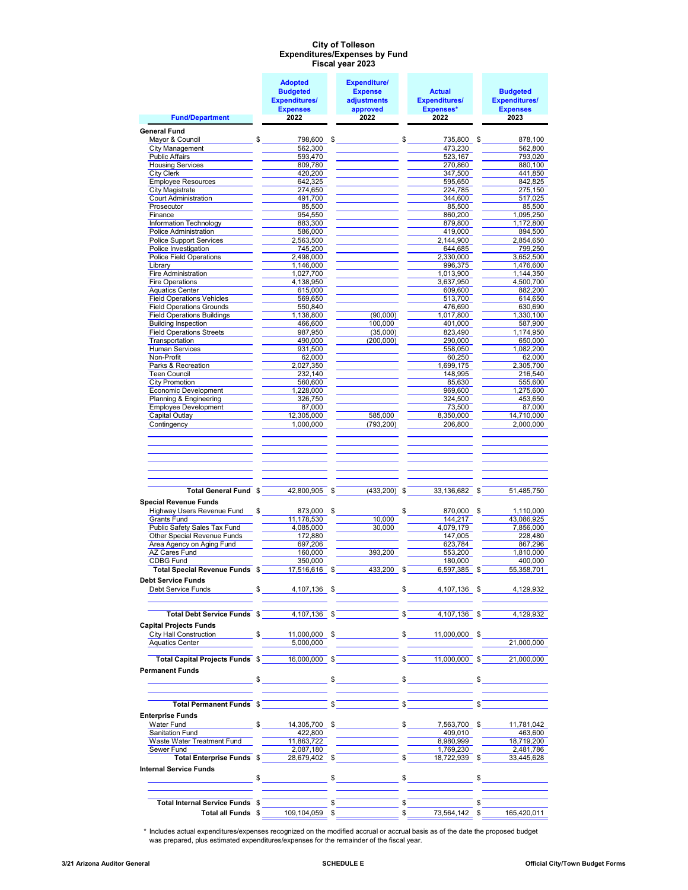# City of Tolleson
## Expenditures/Expenses by Fund
### Fiscal year 2023

| Fund/Department | Adopted Budgeted Expenditures/ Expenses 2022 | Expenditure/ Expense adjustments approved 2022 | Actual Expenditures/ Expenses* 2022 | Budgeted Expenditures/ Expenses 2023 |
|---|---|---|---|---|
| **General Fund** | | | | |
| Mayor & Council | $ 798,600 | $ | $ 735,800 | $ 878,100 |
| City Management | 562,300 | | 473,230 | 562,800 |
| Public Affairs | 593,470 | | 523,167 | 793,020 |
| Housing Services | 809,780 | | 270,860 | 880,100 |
| City Clerk | 420,200 | | 347,500 | 441,850 |
| Employee Resources | 642,325 | | 595,650 | 842,825 |
| City Magistrate | 274,650 | | 224,785 | 275,150 |
| Court Administration | 491,700 | | 344,600 | 517,025 |
| Prosecutor | 85,500 | | 85,500 | 85,500 |
| Finance | 954,550 | | 860,200 | 1,095,250 |
| Information Technology | 883,300 | | 879,800 | 1,172,800 |
| Police Administration | 586,000 | | 419,000 | 894,500 |
| Police Support Services | 2,563,500 | | 2,144,900 | 2,854,650 |
| Police Investigation | 745,200 | | 644,685 | 799,250 |
| Police Field Operations | 2,498,000 | | 2,330,000 | 3,652,500 |
| Library | 1,146,000 | | 996,375 | 1,476,600 |
| Fire Administration | 1,027,700 | | 1,013,900 | 1,144,350 |
| Fire Operations | 4,138,950 | | 3,637,950 | 4,500,700 |
| Aquatics Center | 615,000 | | 609,600 | 882,200 |
| Field Operations Vehicles | 569,650 | | 513,700 | 614,650 |
| Field Operations Grounds | 550,840 | | 476,690 | 630,690 |
| Field Operations Buildings | 1,138,800 | (90,000) | 1,017,800 | 1,330,100 |
| Building Inspection | 466,600 | 100,000 | 401,000 | 587,900 |
| Field Operations Streets | 987,950 | (35,000) | 823,490 | 1,174,950 |
| Transportation | 490,000 | (200,000) | 290,000 | 650,000 |
| Human Services | 931,500 | | 558,050 | 1,082,200 |
| Non-Profit | 62,000 | | 60,250 | 62,000 |
| Parks & Recreation | 2,027,350 | | 1,699,175 | 2,305,700 |
| Teen Council | 232,140 | | 148,995 | 216,540 |
| City Promotion | 560,600 | | 85,630 | 555,600 |
| Economic Development | 1,228,000 | | 969,600 | 1,275,600 |
| Planning & Engineering | 326,750 | | 324,500 | 453,650 |
| Employee Development | 87,000 | | 73,500 | 87,000 |
| Capital Outlay | 12,305,000 | 585,000 | 8,350,000 | 14,710,000 |
| Contingency | 1,000,000 | (793,200) | 206,800 | 2,000,000 |
| **Total General Fund** | $ 42,800,905 | $ (433,200) | $ 33,136,682 | $ 51,485,750 |
| **Special Revenue Funds** | | | | |
| Highway Users Revenue Fund | $ 873,000 | $ | $ 870,000 | $ 1,110,000 |
| Grants Fund | 11,178,530 | 10,000 | 144,217 | 43,086,925 |
| Public Safety Sales Tax Fund | 4,085,000 | 30,000 | 4,079,179 | 7,856,000 |
| Other Special Revenue Funds | 172,880 | | 147,005 | 228,480 |
| Area Agency on Aging Fund | 697,206 | | 623,784 | 867,296 |
| AZ Cares Fund | 160,000 | 393,200 | 553,200 | 1,810,000 |
| CDBG Fund | 350,000 | | 180,000 | 400,000 |
| **Total Special Revenue Funds** | $ 17,516,616 | $ 433,200 | $ 6,597,385 | $ 55,358,701 |
| **Debt Service Funds** | | | | |
| Debt Service Funds | $ 4,107,136 | $ | $ 4,107,136 | $ 4,129,932 |
| **Total Debt Service Funds** | $ 4,107,136 | $ | $ 4,107,136 | $ 4,129,932 |
| **Capital Projects Funds** | | | | |
| City Hall Construction | $ 11,000,000 | $ | $ 11,000,000 | $ |
| Aquatics Center | 5,000,000 | | | 21,000,000 |
| **Total Capital Projects Funds** | $ 16,000,000 | $ | $ 11,000,000 | $ 21,000,000 |
| **Permanent Funds** | | | | |
| | $ | $ | $ | $ |
| **Total Permanent Funds** | $ | $ | $ | $ |
| **Enterprise Funds** | | | | |
| Water Fund | $ 14,305,700 | $ | $ 7,563,700 | $ 11,781,042 |
| Sanitation Fund | 422,800 | | 409,010 | 463,600 |
| Waste Water Treatment Fund | 11,863,722 | | 8,980,999 | 18,719,200 |
| Sewer Fund | 2,087,180 | | 1,769,230 | 2,481,786 |
| **Total Enterprise Funds** | $ 28,679,402 | $ | $ 18,722,939 | $ 33,445,628 |
| **Internal Service Funds** | | | | |
| | $ | $ | $ | $ |
| **Total Internal Service Funds** | $ | $ | $ | $ |
| **Total all Funds** | $ 109,104,059 | $ | $ 73,564,142 | $ 165,420,011 |

\* Includes actual expenditures/expenses recognized on the modified accrual or accrual basis as of the date the proposed budget was prepared, plus estimated expenditures/expenses for the remainder of the fiscal year.

3/21 Arizona Auditor General | SCHEDULE E | Official City/Town Budget Forms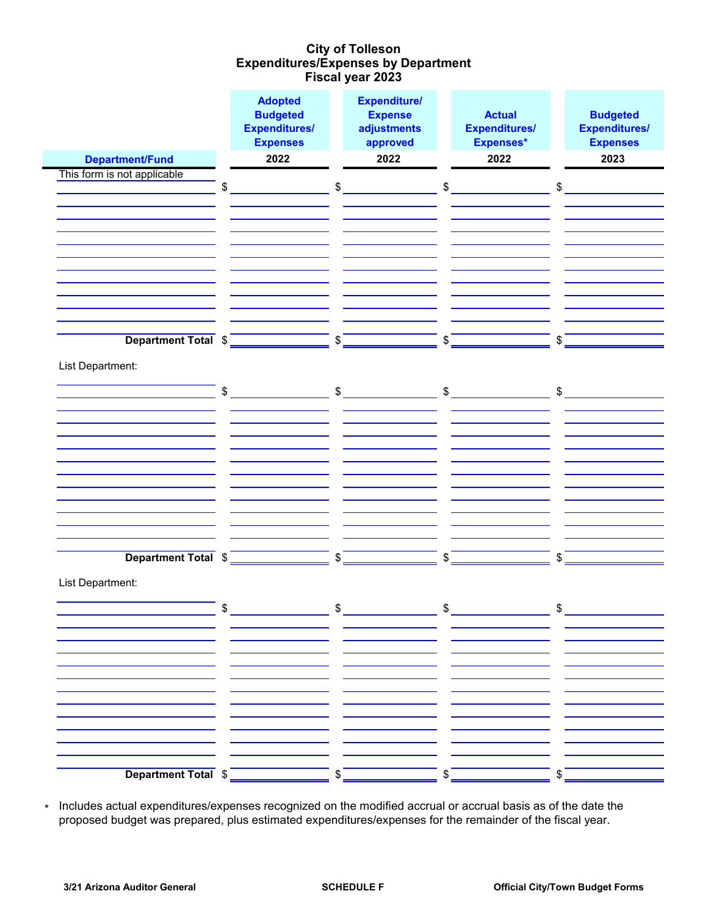# City of Tolleson
## Expenditures/Expenses by Department
### Fiscal year 2023

| Department/Fund | Adopted Budgeted Expenditures/ Expenses 2022 | Expenditure/ Expense adjustments approved 2022 | Actual Expenditures/ Expenses* 2022 | Budgeted Expenditures/ Expenses 2023 |
|---|---|---|---|---|
| This form is not applicable | $ | $ | $ | $ |
| | | | | |
| **Department Total** | $ | $ | $ | $ |
| List Department: | | | | |
| | $ | $ | $ | $ |
| | | | | |
| **Department Total** | $ | $ | $ | $ |
| List Department: | | | | |
| | $ | $ | $ | $ |
| | | | | |
| **Department Total** | $ | $ | $ | $ |

\* Includes actual expenditures/expenses recognized on the modified accrual or accrual basis as of the date the proposed budget was prepared, plus estimated expenditures/expenses for the remainder of the fiscal year.

3/21 Arizona Auditor General | SCHEDULE F | Official City/Town Budget Forms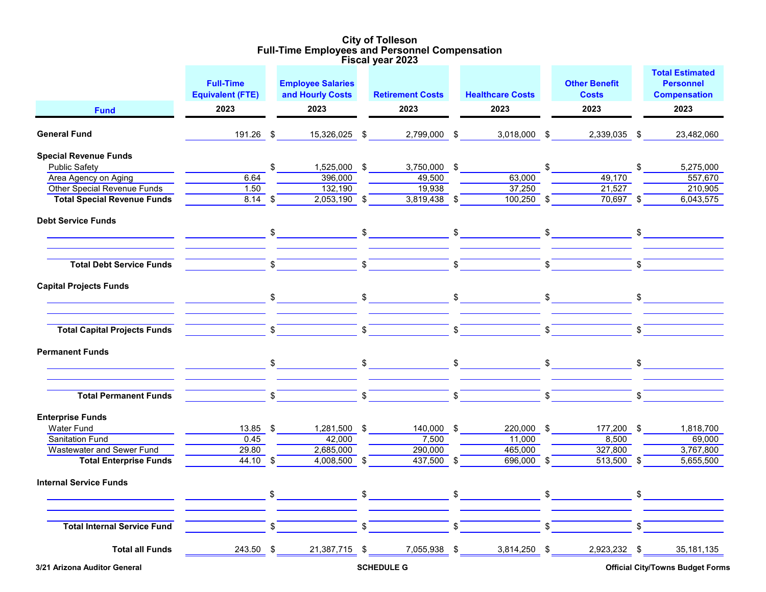# City of Tolleson
## Full-Time Employees and Personnel Compensation
### Fiscal year 2023

| Fund | Full-Time Equivalent (FTE) 2023 | Employee Salaries and Hourly Costs 2023 | Retirement Costs 2023 | Healthcare Costs 2023 | Other Benefit Costs 2023 | Total Estimated Personnel Compensation 2023 |
|---|---|---|---|---|---|---|
| **General Fund** | 191.26 | $ 15,326,025 | $ 2,799,000 | $ 3,018,000 | $ 2,339,035 | $ 23,482,060 |
| **Special Revenue Funds** | | | | | | |
| Public Safety | | $ 1,525,000 | $ 3,750,000 | $ | $ | $ 5,275,000 |
| Area Agency on Aging | 6.64 | 396,000 | 49,500 | 63,000 | 49,170 | 557,670 |
| Other Special Revenue Funds | 1.50 | 132,190 | 19,938 | 37,250 | 21,527 | 210,905 |
| **Total Special Revenue Funds** | 8.14 | $ 2,053,190 | $ 3,819,438 | $ 100,250 | $ 70,697 | $ 6,043,575 |
| **Debt Service Funds** | | | | | | |
| | | $ | $ | $ | $ | $ |
| **Total Debt Service Funds** | | $ | $ | $ | $ | $ |
| **Capital Projects Funds** | | | | | | |
| | | $ | $ | $ | $ | $ |
| **Total Capital Projects Funds** | | $ | $ | $ | $ | $ |
| **Permanent Funds** | | | | | | |
| | | $ | $ | $ | $ | $ |
| **Total Permanent Funds** | | $ | $ | $ | $ | $ |
| **Enterprise Funds** | | | | | | |
| Water Fund | 13.85 | $ 1,281,500 | $ 140,000 | $ 220,000 | $ 177,200 | $ 1,818,700 |
| Sanitation Fund | 0.45 | 42,000 | 7,500 | 11,000 | 8,500 | 69,000 |
| Wastewater and Sewer Fund | 29.80 | 2,685,000 | 290,000 | 465,000 | 327,800 | 3,767,800 |
| **Total Enterprise Funds** | 44.10 | $ 4,008,500 | $ 437,500 | $ 696,000 | $ 513,500 | $ 5,655,500 |
| **Internal Service Funds** | | | | | | |
| | | $ | $ | $ | $ | $ |
| **Total Internal Service Fund** | | $ | $ | $ | $ | $ |
| **Total all Funds** | 243.50 | $ 21,387,715 | $ 7,055,938 | $ 3,814,250 | $ 2,923,232 | $ 35,181,135 |

3/21 Arizona Auditor General — SCHEDULE G — Official City/Towns Budget Forms